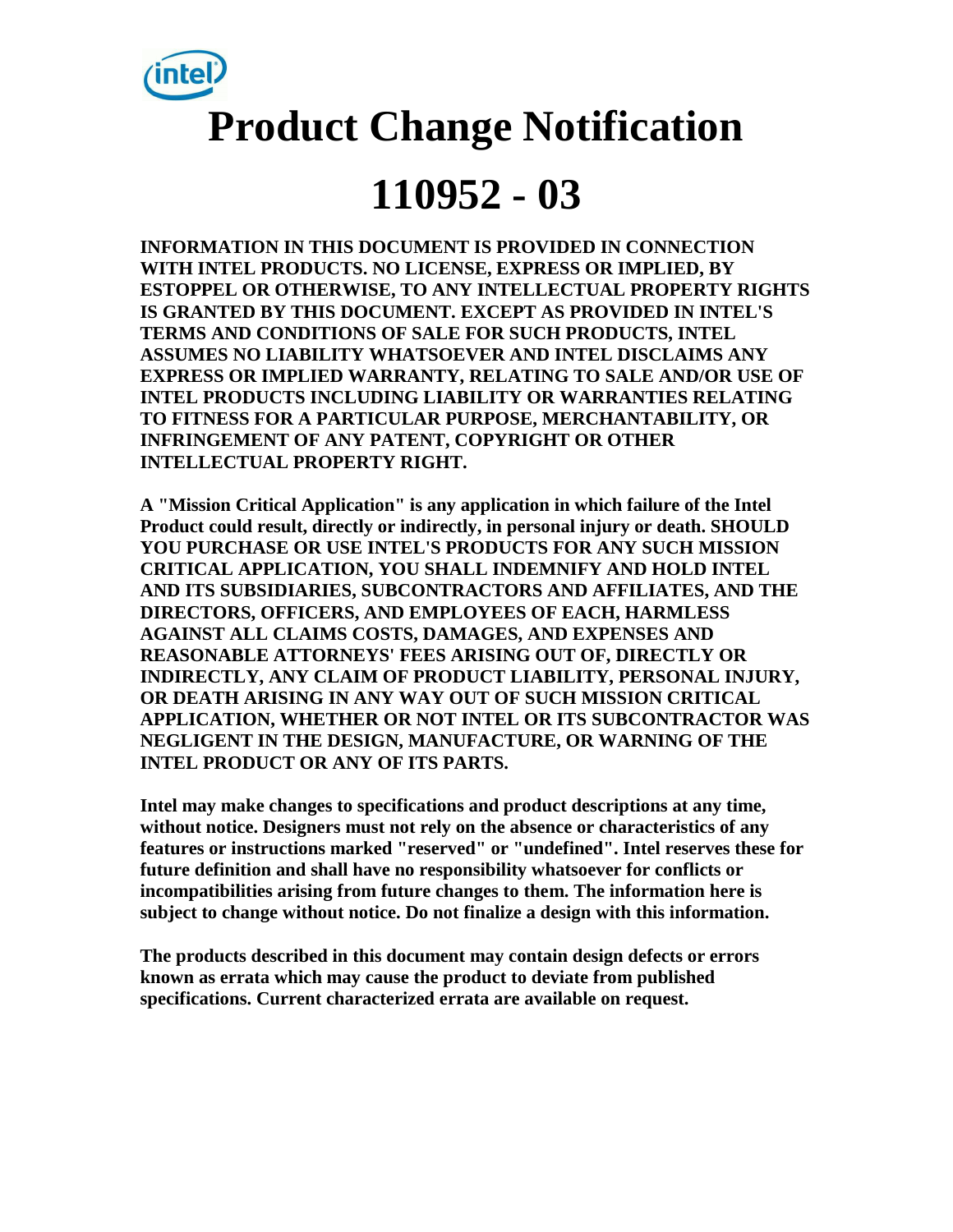# Product Change Notification

# 110952 - 03

**INFORMATION IN THIS DOCUMENT IS PROVIDED IN CONNECTION WITH INTEL PRODUCTS. NO LICENSE, EXPRESS OR IMPLIED, BY ESTOPPEL OR OTHERWISE, TO ANY INTELLECTUAL PROPERTY RIGHTS IS GRANTED BY THIS DOCUMENT. EXCEPT AS PROVIDED IN INTEL'S TERMS AND CONDITIONS OF SALE FOR SUCH PRODUCTS, INTEL ASSUMES NO LIABILITY WHATSOEVER AND INTEL DISCLAIMS ANY EXPRESS OR IMPLIED WARRANTY, RELATING TO SALE AND/OR USE OF INTEL PRODUCTS INCLUDING LIABILITY OR WARRANTIES RELATING TO FITNESS FOR A PARTICULAR PURPOSE, MERCHANTABILITY, OR INFRINGEMENT OF ANY PATENT, COPYRIGHT OR OTHER INTELLECTUAL PROPERTY RIGHT.**

**A "Mission Critical Application" is any application in which failure of the Intel Product could result, directly or indirectly, in personal injury or death. SHOULD YOU PURCHASE OR USE INTEL'S PRODUCTS FOR ANY SUCH MISSION CRITICAL APPLICATION, YOU SHALL INDEMNIFY AND HOLD INTEL AND ITS SUBSIDIARIES, SUBCONTRACTORS AND AFFILIATES, AND THE DIRECTORS, OFFICERS, AND EMPLOYEES OF EACH, HARMLESS AGAINST ALL CLAIMS COSTS, DAMAGES, AND EXPENSES AND REASONABLE ATTORNEYS' FEES ARISING OUT OF, DIRECTLY OR INDIRECTLY, ANY CLAIM OF PRODUCT LIABILITY, PERSONAL INJURY, OR DEATH ARISING IN ANY WAY OUT OF SUCH MISSION CRITICAL APPLICATION, WHETHER OR NOT INTEL OR ITS SUBCONTRACTOR WAS NEGLIGENT IN THE DESIGN, MANUFACTURE, OR WARNING OF THE INTEL PRODUCT OR ANY OF ITS PARTS.**

**Intel may make changes to specifications and product descriptions at any time, without notice. Designers must not rely on the absence or characteristics of any features or instructions marked "reserved" or "undefined". Intel reserves these for future definition and shall have no responsibility whatsoever for conflicts or incompatibilities arising from future changes to them. The information here is subject to change without notice. Do not finalize a design with this information.**

**The products described in this document may contain design defects or errors known as errata which may cause the product to deviate from published specifications. Current characterized errata are available on request.**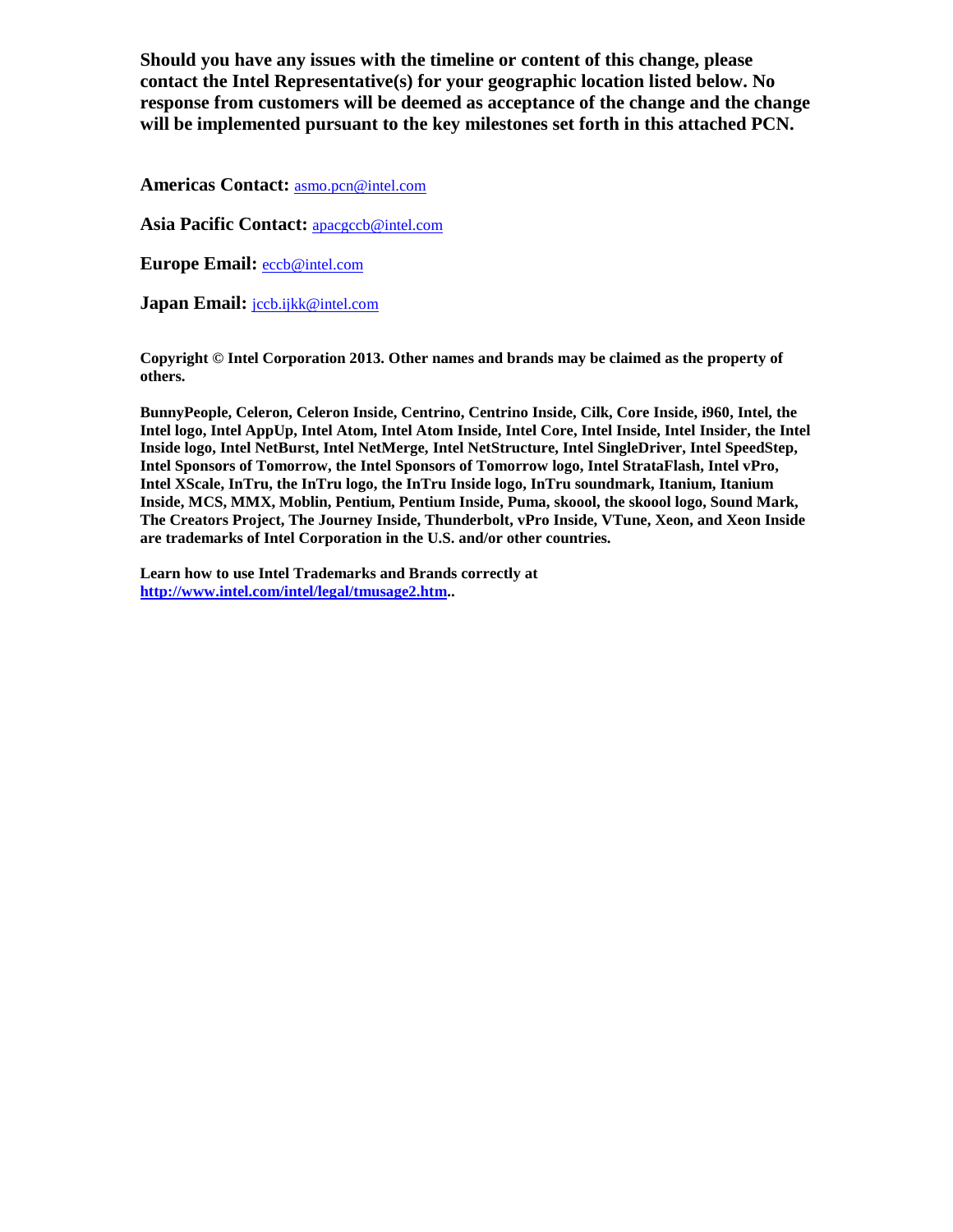**Should you have any issues with the timeline or content of this change, please contact the Intel Representative(s) for your geographic location listed below. No response from customers will be deemed as acceptance of the change and the change will be implemented pursuant to the key milestones set forth in this attached PCN.**

**Americas Contact:** asmo.pcn@intel.com

**Asia Pacific Contact:** apacgccb@intel.com

**Europe Email:** eccb@intel.com

**Japan Email:** jccb.ijkk@intel.com

**Copyright © Intel Corporation 2013. Other names and brands may be claimed as the property of others.**

**BunnyPeople, Celeron, Celeron Inside, Centrino, Centrino Inside, Cilk, Core Inside, i960, Intel, the Intel logo, Intel AppUp, Intel Atom, Intel Atom Inside, Intel Core, Intel Inside, Intel Insider, the Intel Inside logo, Intel NetBurst, Intel NetMerge, Intel NetStructure, Intel SingleDriver, Intel SpeedStep, Intel Sponsors of Tomorrow, the Intel Sponsors of Tomorrow logo, Intel StrataFlash, Intel vPro, Intel XScale, InTru, the InTru logo, the InTru Inside logo, InTru soundmark, Itanium, Itanium Inside, MCS, MMX, Moblin, Pentium, Pentium Inside, Puma, skoool, the skoool logo, Sound Mark, The Creators Project, The Journey Inside, Thunderbolt, vPro Inside, VTune, Xeon, and Xeon Inside are trademarks of Intel Corporation in the U.S. and/or other countries.**

**Learn how to use Intel Trademarks and Brands correctly at http://www.intel.com/intel/legal/tmusage2.htm..**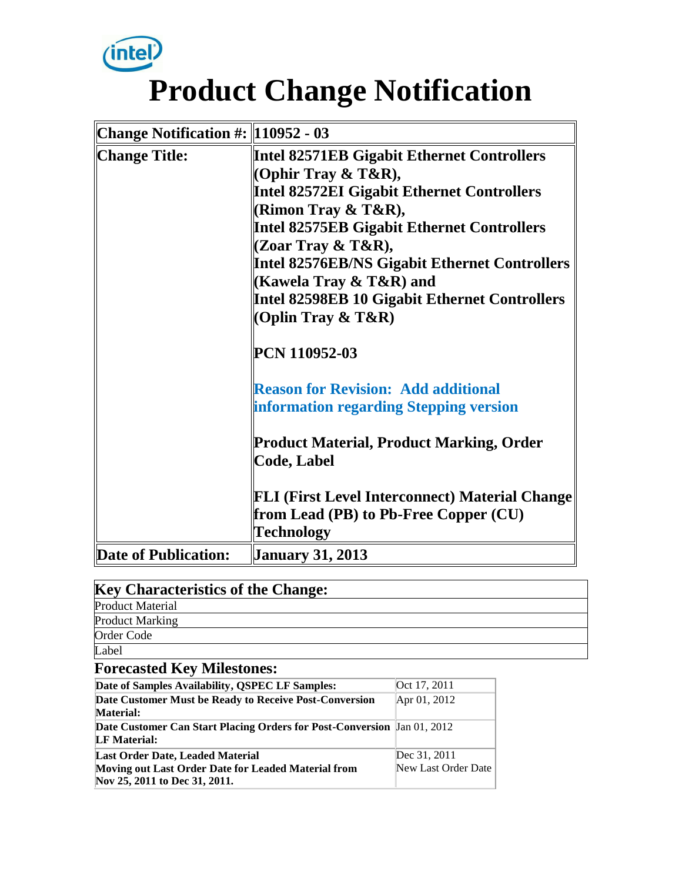# Product Change Notification

| Change Notification #: | 110952 - 03 |
|---|---|
| Change Title: | **Intel 82571EB Gigabit Ethernet Controllers (Ophir Tray & T&R), Intel 82572EI Gigabit Ethernet Controllers (Rimon Tray & T&R), Intel 82575EB Gigabit Ethernet Controllers (Zoar Tray & T&R), Intel 82576EB/NS Gigabit Ethernet Controllers (Kawela Tray & T&R) and Intel 82598EB 10 Gigabit Ethernet Controllers (Oplin Tray & T&R)**<br><br>**PCN 110952-03**<br><br>**Reason for Revision: Add additional information regarding Stepping version**<br><br>**Product Material, Product Marking, Order Code, Label**<br><br>**FLI (First Level Interconnect) Material Change from Lead (PB) to Pb-Free Copper (CU) Technology** |
| Date of Publication: | January 31, 2013 |

## Key Characteristics of the Change:

- Product Material
- Product Marking
- Order Code
- Label

## Forecasted Key Milestones:

| Milestone | Date |
|---|---|
| **Date of Samples Availability, QSPEC LF Samples:** | Oct 17, 2011 |
| **Date Customer Must be Ready to Receive Post-Conversion Material:** | Apr 01, 2012 |
| **Date Customer Can Start Placing Orders for Post-Conversion LF Material:** | Jan 01, 2012 |
| **Last Order Date, Leaded Material**<br>**Moving out Last Order Date for Leaded Material from Nov 25, 2011 to Dec 31, 2011.** | Dec 31, 2011<br>New Last Order Date |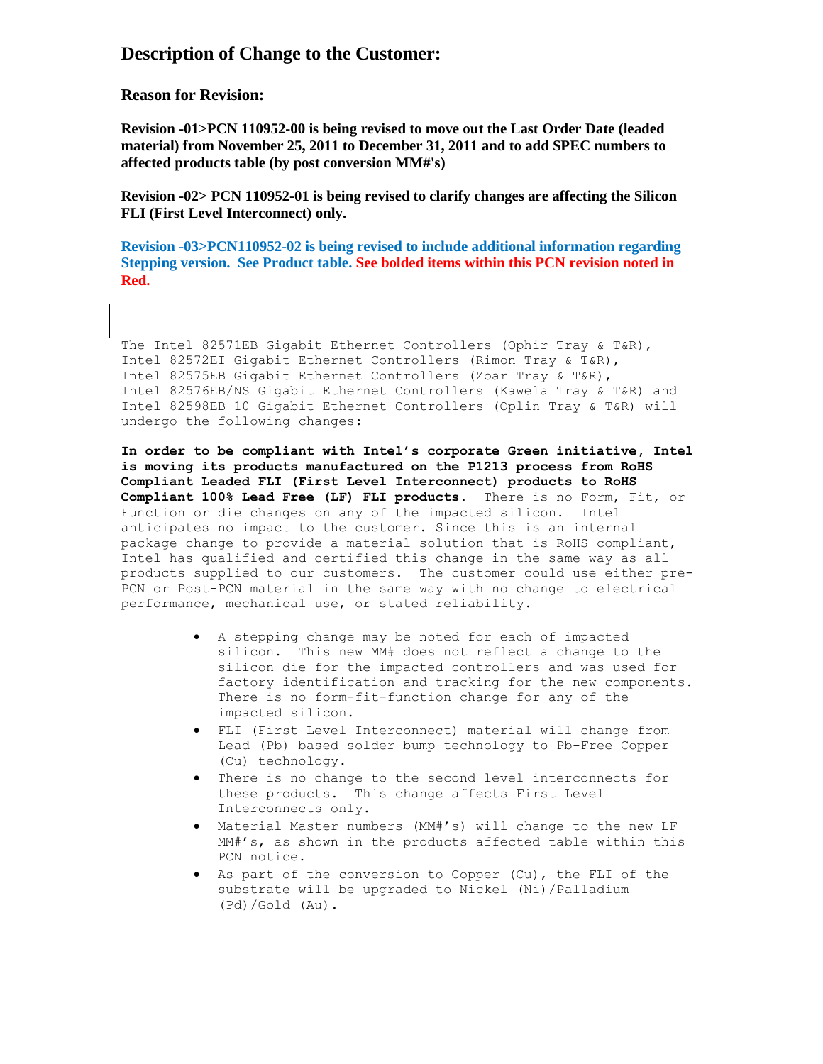## Description of Change to the Customer:

### Reason for Revision:

**Revision -01>PCN 110952-00 is being revised to move out the Last Order Date (leaded material) from November 25, 2011 to December 31, 2011 and to add SPEC numbers to affected products table (by post conversion MM#'s)**

**Revision -02> PCN 110952-01 is being revised to clarify changes are affecting the Silicon FLI (First Level Interconnect) only.**

**Revision -03>PCN110952-02 is being revised to include additional information regarding Stepping version. See Product table. See bolded items within this PCN revision noted in Red.**

The Intel 82571EB Gigabit Ethernet Controllers (Ophir Tray & T&R), Intel 82572EI Gigabit Ethernet Controllers (Rimon Tray & T&R), Intel 82575EB Gigabit Ethernet Controllers (Zoar Tray & T&R), Intel 82576EB/NS Gigabit Ethernet Controllers (Kawela Tray & T&R) and Intel 82598EB 10 Gigabit Ethernet Controllers (Oplin Tray & T&R) will undergo the following changes:

**In order to be compliant with Intel's corporate Green initiative, Intel is moving its products manufactured on the P1213 process from RoHS Compliant Leaded FLI (First Level Interconnect) products to RoHS Compliant 100% Lead Free (LF) FLI products.** There is no Form, Fit, or Function or die changes on any of the impacted silicon. Intel anticipates no impact to the customer. Since this is an internal package change to provide a material solution that is RoHS compliant, Intel has qualified and certified this change in the same way as all products supplied to our customers. The customer could use either pre-PCN or Post-PCN material in the same way with no change to electrical performance, mechanical use, or stated reliability.

- A stepping change may be noted for each of impacted silicon. This new MM# does not reflect a change to the silicon die for the impacted controllers and was used for factory identification and tracking for the new components. There is no form-fit-function change for any of the impacted silicon.
- FLI (First Level Interconnect) material will change from Lead (Pb) based solder bump technology to Pb-Free Copper (Cu) technology.
- There is no change to the second level interconnects for these products. This change affects First Level Interconnects only.
- Material Master numbers (MM#'s) will change to the new LF MM#'s, as shown in the products affected table within this PCN notice.
- As part of the conversion to Copper (Cu), the FLI of the substrate will be upgraded to Nickel (Ni)/Palladium (Pd)/Gold (Au).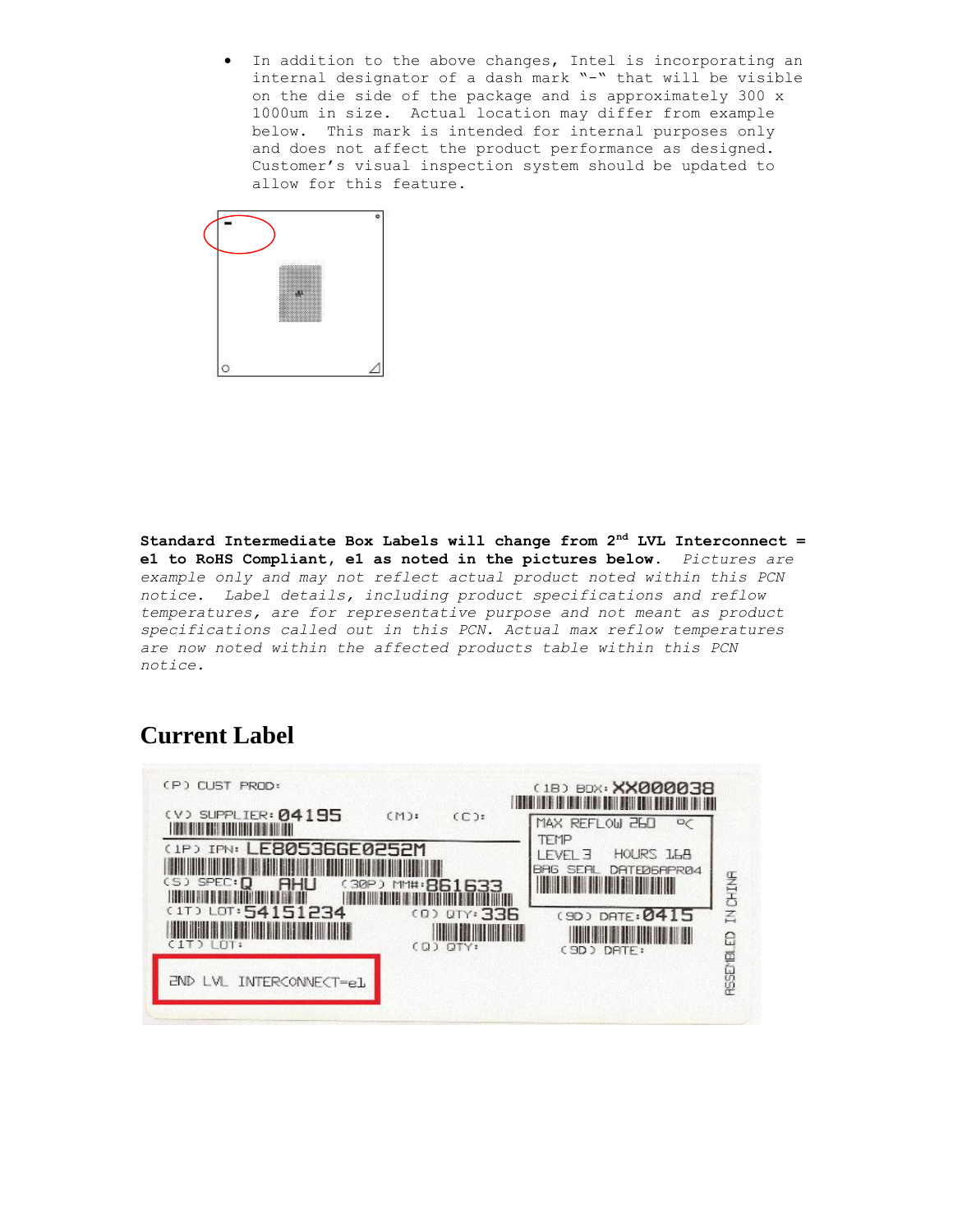- In addition to the above changes, Intel is incorporating an internal designator of a dash mark "-" that will be visible on the die side of the package and is approximately 300 x 1000um in size. Actual location may differ from example below. This mark is intended for internal purposes only and does not affect the product performance as designed. Customer's visual inspection system should be updated to allow for this feature.

**Standard Intermediate Box Labels will change from 2nd LVL Interconnect = e1 to RoHS Compliant, e1 as noted in the pictures below.** *Pictures are example only and may not reflect actual product noted within this PCN notice. Label details, including product specifications and reflow temperatures, are for representative purpose and not meant as product specifications called out in this PCN. Actual max reflow temperatures are now noted within the affected products table within this PCN notice.*

## Current Label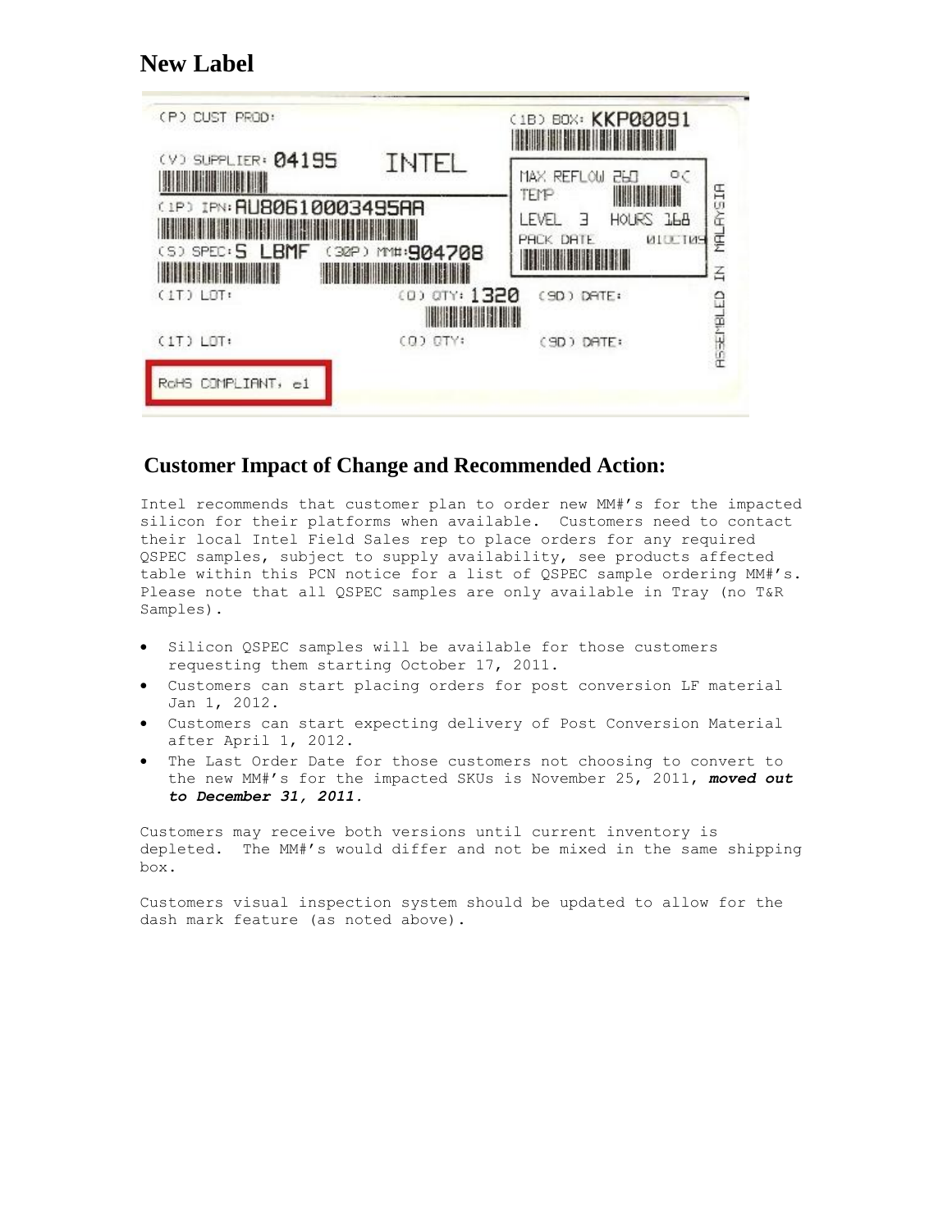## New Label

(P) CUST PROD:

(V) SUPPLIER: 04195 INTEL

(1P) IPN: AU80610003495AA

(S) SPEC: S LBMF (30P) MM#: 904708

(1T) LOT: (Q) QTY: 1320 (9D) DATE:

(1T) LOT: (Q) QTY: (9D) DATE:

(1B) BOX: KKP00091

MAX REFLOW TEMP 260 °C

LEVEL 3 HOURS 168

PACK DATE 01OCT09

ASSEMBLED IN MALAYSIA

RoHS COMPLIANT, e1

## Customer Impact of Change and Recommended Action:

Intel recommends that customer plan to order new MM#'s for the impacted silicon for their platforms when available. Customers need to contact their local Intel Field Sales rep to place orders for any required QSPEC samples, subject to supply availability, see products affected table within this PCN notice for a list of QSPEC sample ordering MM#'s. Please note that all QSPEC samples are only available in Tray (no T&R Samples).

- Silicon QSPEC samples will be available for those customers requesting them starting October 17, 2011.
- Customers can start placing orders for post conversion LF material Jan 1, 2012.
- Customers can start expecting delivery of Post Conversion Material after April 1, 2012.
- The Last Order Date for those customers not choosing to convert to the new MM#'s for the impacted SKUs is November 25, 2011, ***moved out to December 31, 2011.***

Customers may receive both versions until current inventory is depleted. The MM#'s would differ and not be mixed in the same shipping box.

Customers visual inspection system should be updated to allow for the dash mark feature (as noted above).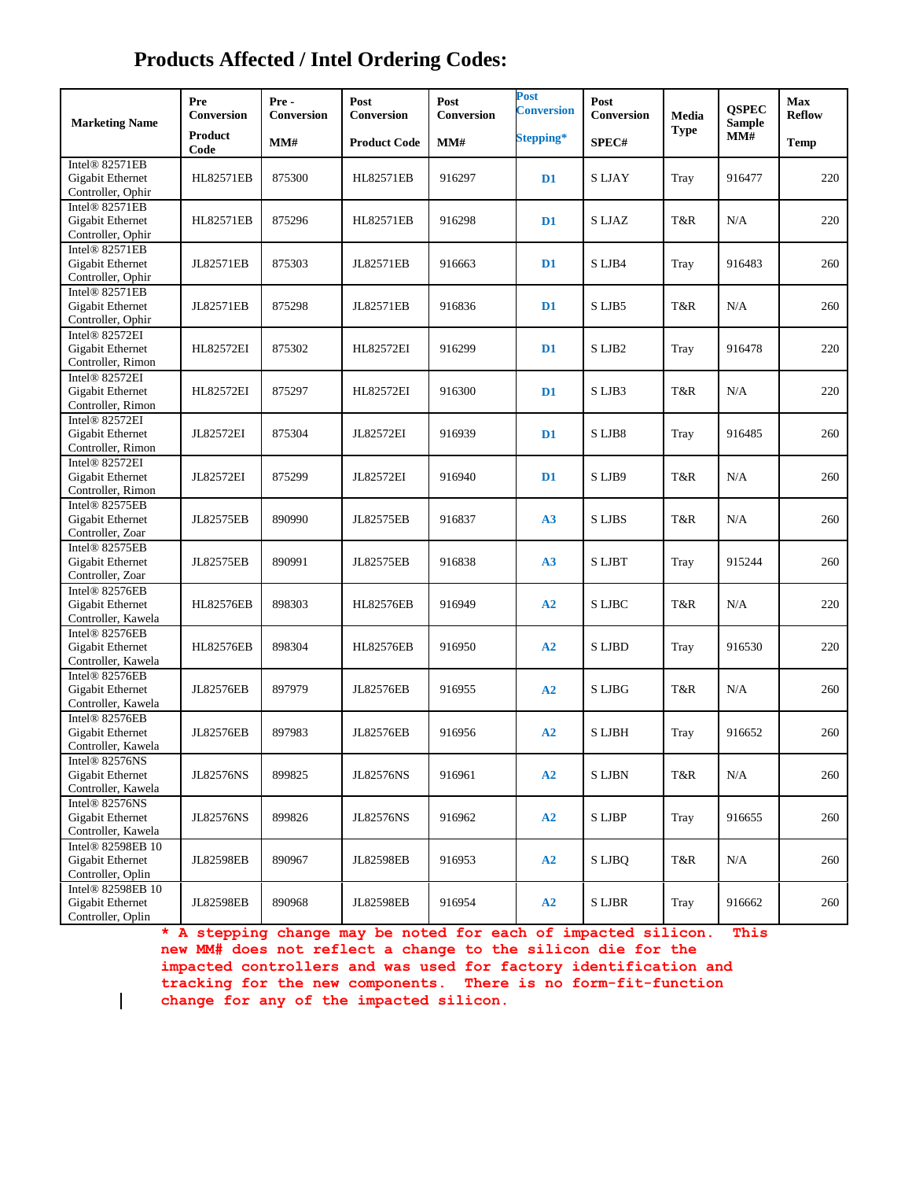## Products Affected / Intel Ordering Codes:

| Marketing Name | Pre Conversion Product Code | Pre - Conversion MM# | Post Conversion Product Code | Post Conversion MM# | Post Conversion Stepping* | Post Conversion SPEC# | Media Type | QSPEC Sample MM# | Max Reflow Temp |
|---|---|---|---|---|---|---|---|---|---|
| Intel® 82571EB Gigabit Ethernet Controller, Ophir | HL82571EB | 875300 | HL82571EB | 916297 | D1 | S LJAY | Tray | 916477 | 220 |
| Intel® 82571EB Gigabit Ethernet Controller, Ophir | HL82571EB | 875296 | HL82571EB | 916298 | D1 | S LJAZ | T&R | N/A | 220 |
| Intel® 82571EB Gigabit Ethernet Controller, Ophir | JL82571EB | 875303 | JL82571EB | 916663 | D1 | S LJB4 | Tray | 916483 | 260 |
| Intel® 82571EB Gigabit Ethernet Controller, Ophir | JL82571EB | 875298 | JL82571EB | 916836 | D1 | S LJB5 | T&R | N/A | 260 |
| Intel® 82572EI Gigabit Ethernet Controller, Rimon | HL82572EI | 875302 | HL82572EI | 916299 | D1 | S LJB2 | Tray | 916478 | 220 |
| Intel® 82572EI Gigabit Ethernet Controller, Rimon | HL82572EI | 875297 | HL82572EI | 916300 | D1 | S LJB3 | T&R | N/A | 220 |
| Intel® 82572EI Gigabit Ethernet Controller, Rimon | JL82572EI | 875304 | JL82572EI | 916939 | D1 | S LJB8 | Tray | 916485 | 260 |
| Intel® 82572EI Gigabit Ethernet Controller, Rimon | JL82572EI | 875299 | JL82572EI | 916940 | D1 | S LJB9 | T&R | N/A | 260 |
| Intel® 82575EB Gigabit Ethernet Controller, Zoar | JL82575EB | 890990 | JL82575EB | 916837 | A3 | S LJBS | T&R | N/A | 260 |
| Intel® 82575EB Gigabit Ethernet Controller, Zoar | JL82575EB | 890991 | JL82575EB | 916838 | A3 | S LJBT | Tray | 915244 | 260 |
| Intel® 82576EB Gigabit Ethernet Controller, Kawela | HL82576EB | 898303 | HL82576EB | 916949 | A2 | S LJBC | T&R | N/A | 220 |
| Intel® 82576EB Gigabit Ethernet Controller, Kawela | HL82576EB | 898304 | HL82576EB | 916950 | A2 | S LJBD | Tray | 916530 | 220 |
| Intel® 82576EB Gigabit Ethernet Controller, Kawela | JL82576EB | 897979 | JL82576EB | 916955 | A2 | S LJBG | T&R | N/A | 260 |
| Intel® 82576EB Gigabit Ethernet Controller, Kawela | JL82576EB | 897983 | JL82576EB | 916956 | A2 | S LJBH | Tray | 916652 | 260 |
| Intel® 82576NS Gigabit Ethernet Controller, Kawela | JL82576NS | 899825 | JL82576NS | 916961 | A2 | S LJBN | T&R | N/A | 260 |
| Intel® 82576NS Gigabit Ethernet Controller, Kawela | JL82576NS | 899826 | JL82576NS | 916962 | A2 | S LJBP | Tray | 916655 | 260 |
| Intel® 82598EB 10 Gigabit Ethernet Controller, Oplin | JL82598EB | 890967 | JL82598EB | 916953 | A2 | S LJBQ | T&R | N/A | 260 |
| Intel® 82598EB 10 Gigabit Ethernet Controller, Oplin | JL82598EB | 890968 | JL82598EB | 916954 | A2 | S LJBR | Tray | 916662 | 260 |

**\* A stepping change may be noted for each of impacted silicon. This new MM# does not reflect a change to the silicon die for the impacted controllers and was used for factory identification and tracking for the new components. There is no form-fit-function change for any of the impacted silicon.**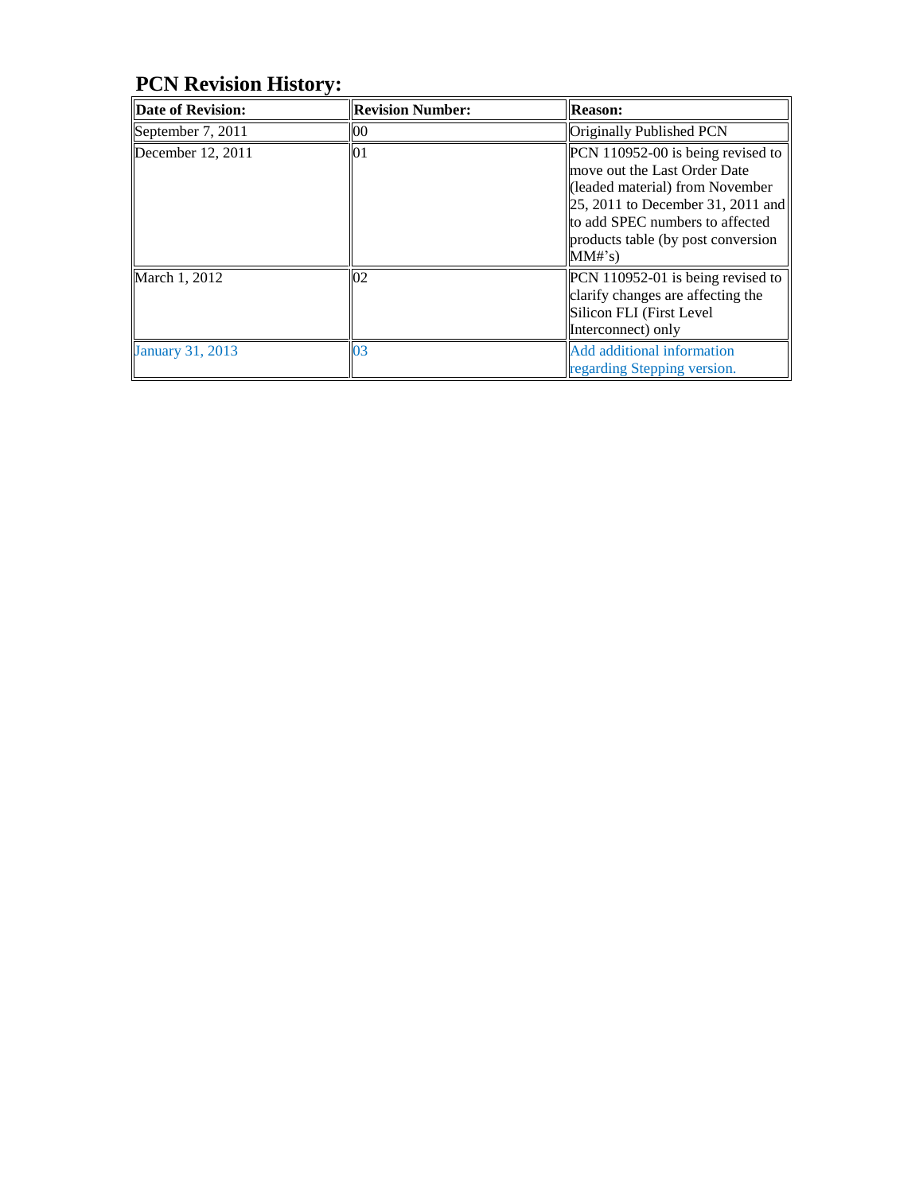## PCN Revision History:

| Date of Revision: | Revision Number: | Reason: |
|---|---|---|
| September 7, 2011 | 00 | Originally Published PCN |
| December 12, 2011 | 01 | PCN 110952-00 is being revised to move out the Last Order Date (leaded material) from November 25, 2011 to December 31, 2011 and to add SPEC numbers to affected products table (by post conversion MM#'s) |
| March 1, 2012 | 02 | PCN 110952-01 is being revised to clarify changes are affecting the Silicon FLI (First Level Interconnect) only |
| January 31, 2013 | 03 | Add additional information regarding Stepping version. |